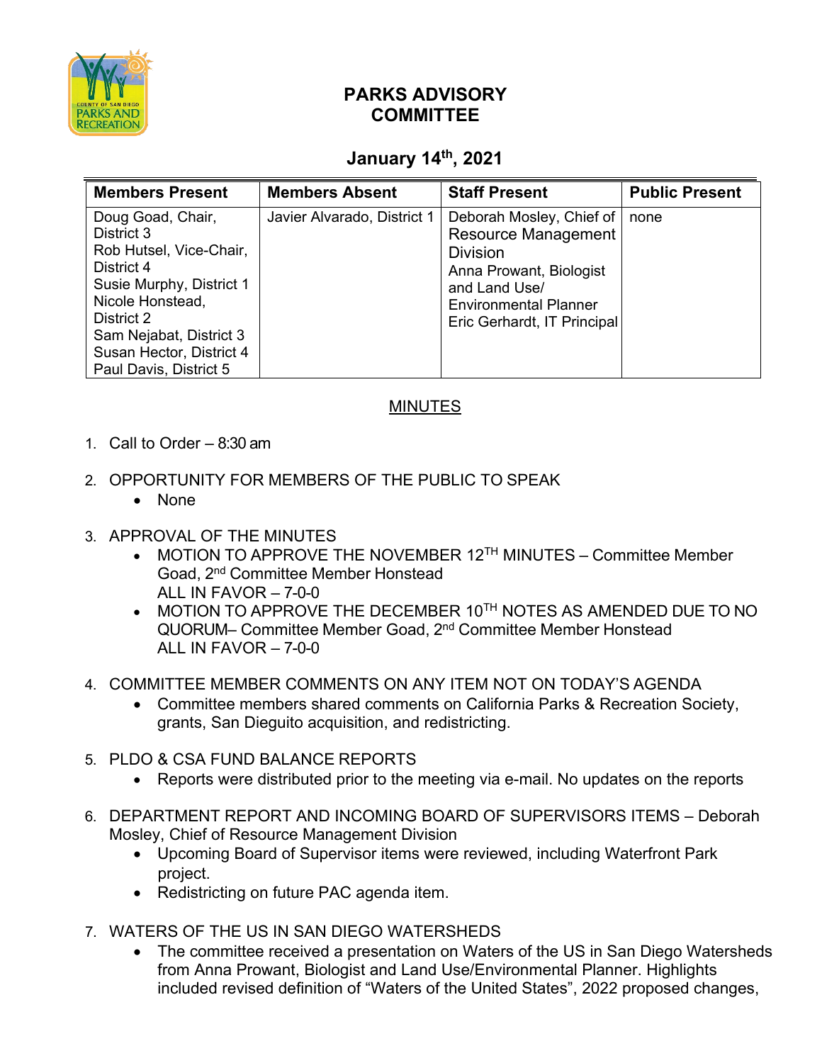# PARKS ADVISORY COMMITTEE

## January 14th, 2021

| Members Present | Members Absent | Staff Present | Public Present |
|---|---|---|---|
| Doug Goad, Chair, District 3<br>Rob Hutsel, Vice-Chair, District 4<br>Susie Murphy, District 1<br>Nicole Honstead, District 2<br>Sam Nejabat, District 3<br>Susan Hector, District 4<br>Paul Davis, District 5 | Javier Alvarado, District 1 | Deborah Mosley, Chief of Resource Management Division<br>Anna Prowant, Biologist and Land Use/ Environmental Planner<br>Eric Gerhardt, IT Principal | none |

## MINUTES

1. Call to Order – 8:30 am

2. OPPORTUNITY FOR MEMBERS OF THE PUBLIC TO SPEAK
   - None

3. APPROVAL OF THE MINUTES
   - MOTION TO APPROVE THE NOVEMBER 12TH MINUTES – Committee Member Goad, 2nd Committee Member Honstead
     ALL IN FAVOR – 7-0-0
   - MOTION TO APPROVE THE DECEMBER 10TH NOTES AS AMENDED DUE TO NO QUORUM– Committee Member Goad, 2nd Committee Member Honstead
     ALL IN FAVOR – 7-0-0

4. COMMITTEE MEMBER COMMENTS ON ANY ITEM NOT ON TODAY'S AGENDA
   - Committee members shared comments on California Parks & Recreation Society, grants, San Dieguito acquisition, and redistricting.

5. PLDO & CSA FUND BALANCE REPORTS
   - Reports were distributed prior to the meeting via e-mail. No updates on the reports

6. DEPARTMENT REPORT AND INCOMING BOARD OF SUPERVISORS ITEMS – Deborah Mosley, Chief of Resource Management Division
   - Upcoming Board of Supervisor items were reviewed, including Waterfront Park project.
   - Redistricting on future PAC agenda item.

7. WATERS OF THE US IN SAN DIEGO WATERSHEDS
   - The committee received a presentation on Waters of the US in San Diego Watersheds from Anna Prowant, Biologist and Land Use/Environmental Planner. Highlights included revised definition of "Waters of the United States", 2022 proposed changes,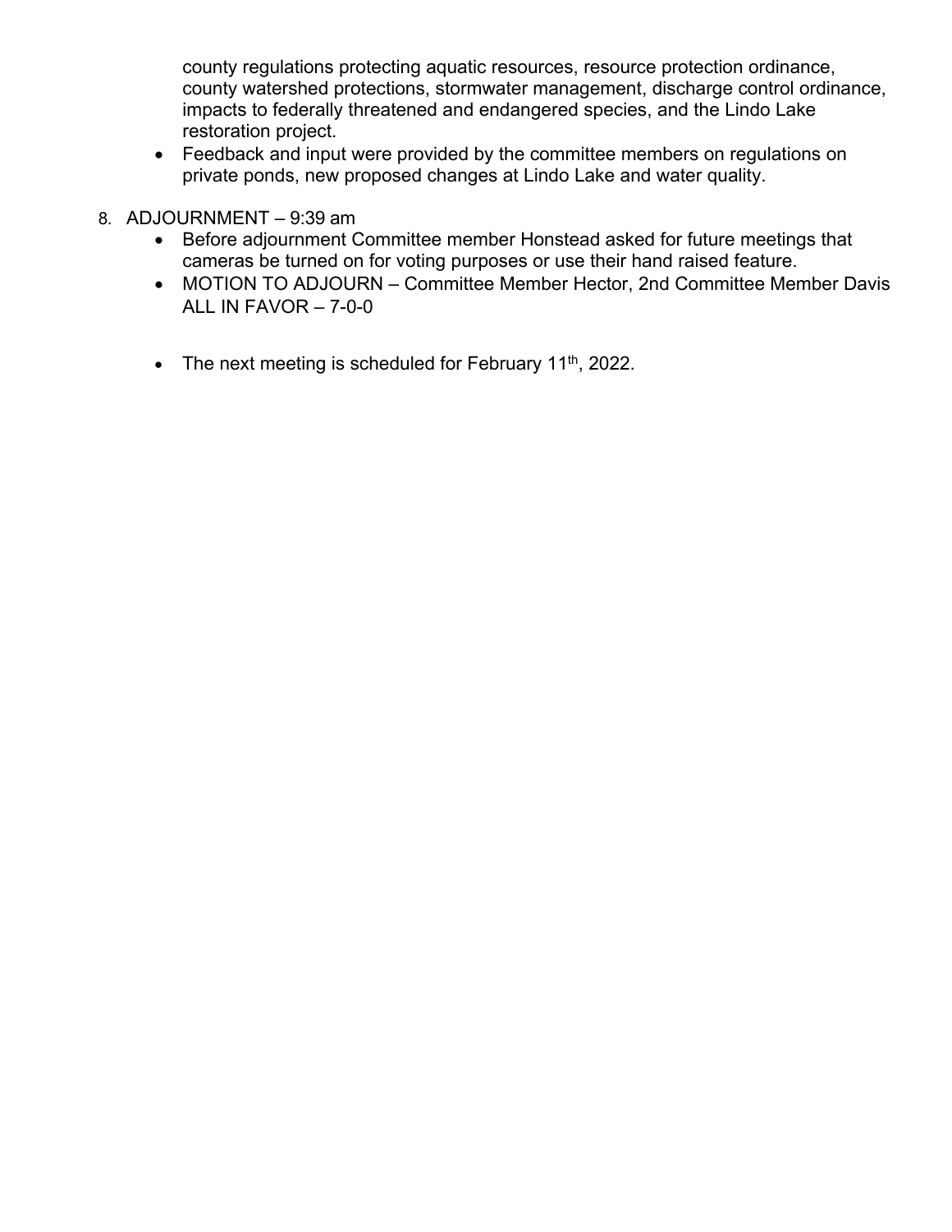county regulations protecting aquatic resources, resource protection ordinance, county watershed protections, stormwater management, discharge control ordinance, impacts to federally threatened and endangered species, and the Lindo Lake restoration project.

- Feedback and input were provided by the committee members on regulations on private ponds, new proposed changes at Lindo Lake and water quality.

8. ADJOURNMENT – 9:39 am
   - Before adjournment Committee member Honstead asked for future meetings that cameras be turned on for voting purposes or use their hand raised feature.
   - MOTION TO ADJOURN – Committee Member Hector, 2nd Committee Member Davis ALL IN FAVOR – 7-0-0

   - The next meeting is scheduled for February 11th, 2022.